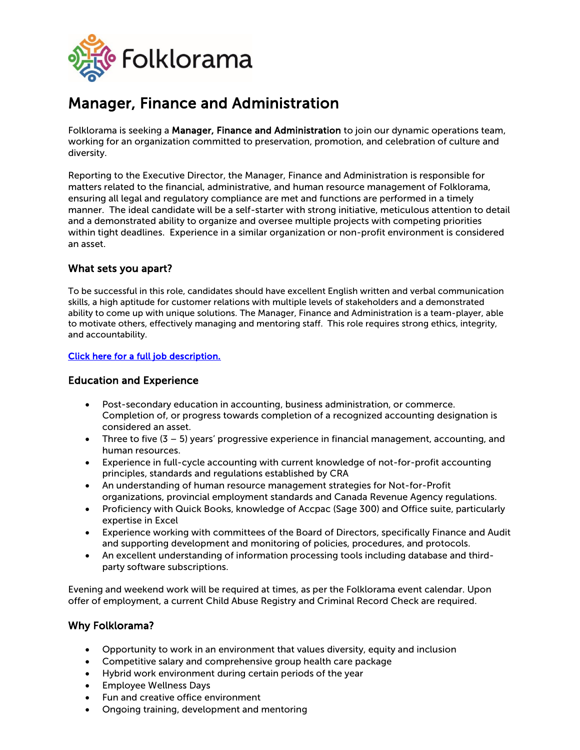Folklorama

# Manager, Finance and Administration

Folklorama is seeking a **Manager, Finance and Administration** to join our dynamic operations team, working for an organization committed to preservation, promotion, and celebration of culture and diversity.

Reporting to the Executive Director, the Manager, Finance and Administration is responsible for matters related to the financial, administrative, and human resource management of Folklorama, ensuring all legal and regulatory compliance are met and functions are performed in a timely manner. The ideal candidate will be a self-starter with strong initiative, meticulous attention to detail and a demonstrated ability to organize and oversee multiple projects with competing priorities within tight deadlines. Experience in a similar organization or non-profit environment is considered an asset.

## What sets you apart?

To be successful in this role, candidates should have excellent English written and verbal communication skills, a high aptitude for customer relations with multiple levels of stakeholders and a demonstrated ability to come up with unique solutions. The Manager, Finance and Administration is a team-player, able to motivate others, effectively managing and mentoring staff. This role requires strong ethics, integrity, and accountability.

Click here for a full job description.

## Education and Experience

- Post-secondary education in accounting, business administration, or commerce. Completion of, or progress towards completion of a recognized accounting designation is considered an asset.
- Three to five (3 – 5) years' progressive experience in financial management, accounting, and human resources.
- Experience in full-cycle accounting with current knowledge of not-for-profit accounting principles, standards and regulations established by CRA
- An understanding of human resource management strategies for Not-for-Profit organizations, provincial employment standards and Canada Revenue Agency regulations.
- Proficiency with Quick Books, knowledge of Accpac (Sage 300) and Office suite, particularly expertise in Excel
- Experience working with committees of the Board of Directors, specifically Finance and Audit and supporting development and monitoring of policies, procedures, and protocols.
- An excellent understanding of information processing tools including database and third-party software subscriptions.

Evening and weekend work will be required at times, as per the Folklorama event calendar. Upon offer of employment, a current Child Abuse Registry and Criminal Record Check are required.

## Why Folklorama?

- Opportunity to work in an environment that values diversity, equity and inclusion
- Competitive salary and comprehensive group health care package
- Hybrid work environment during certain periods of the year
- Employee Wellness Days
- Fun and creative office environment
- Ongoing training, development and mentoring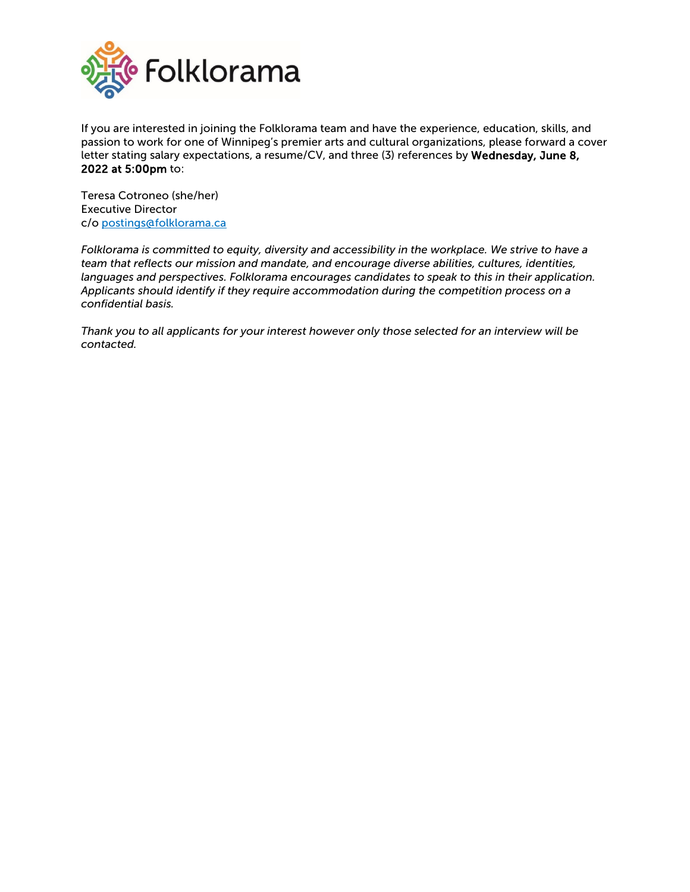If you are interested in joining the Folklorama team and have the experience, education, skills, and passion to work for one of Winnipeg's premier arts and cultural organizations, please forward a cover letter stating salary expectations, a resume/CV, and three (3) references by **Wednesday, June 8, 2022 at 5:00pm** to:

Teresa Cotroneo (she/her)
Executive Director
c/o postings@folklorama.ca

*Folklorama is committed to equity, diversity and accessibility in the workplace. We strive to have a team that reflects our mission and mandate, and encourage diverse abilities, cultures, identities, languages and perspectives. Folklorama encourages candidates to speak to this in their application. Applicants should identify if they require accommodation during the competition process on a confidential basis.*

*Thank you to all applicants for your interest however only those selected for an interview will be contacted.*